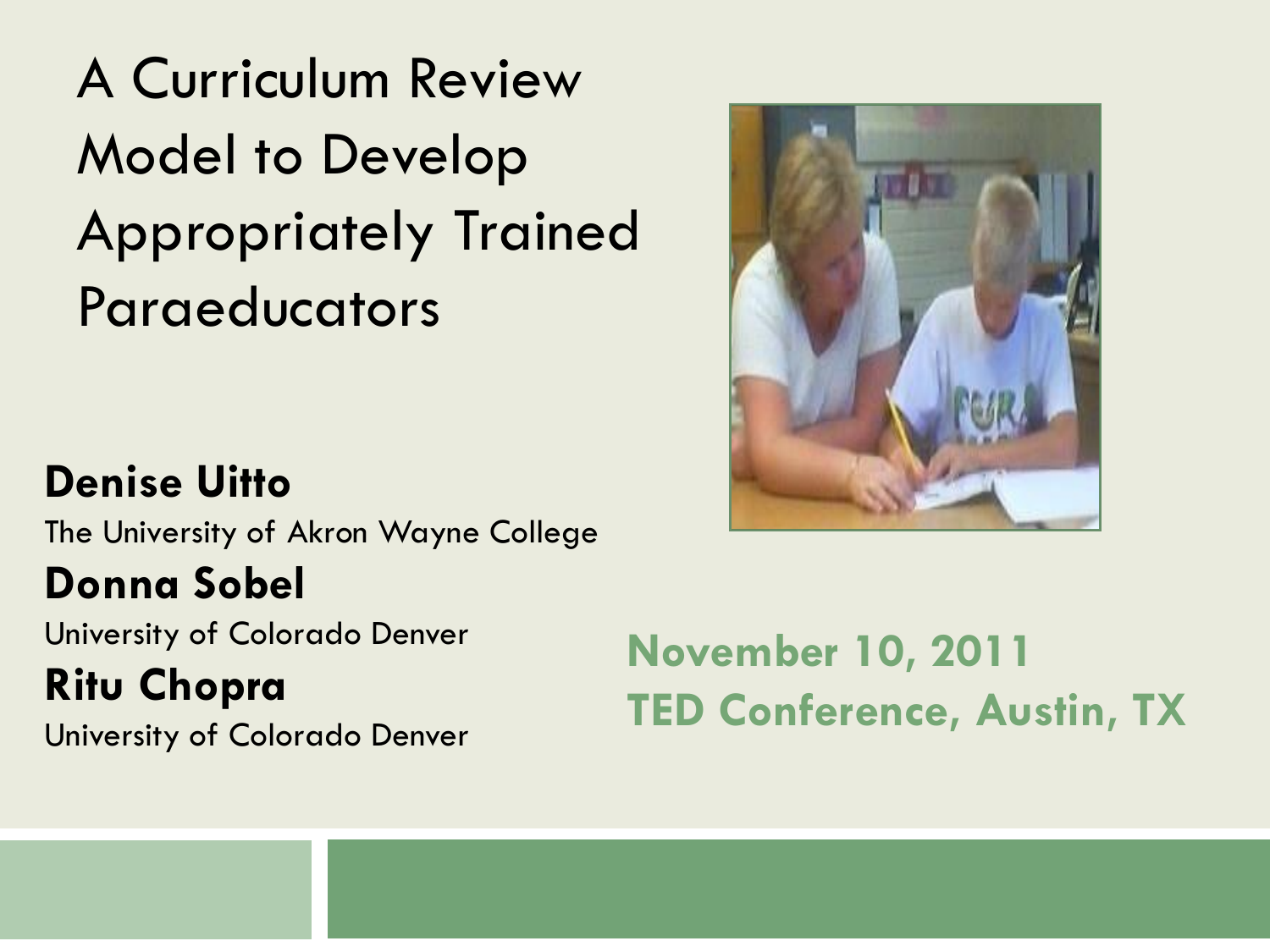# A Curriculum Review Model to Develop Appropriately Trained Paraeducators

**Denise Uitto**
The University of Akron Wayne College

**Donna Sobel**
University of Colorado Denver

**Ritu Chopra**
University of Colorado Denver

**November 10, 2011**
**TED Conference, Austin, TX**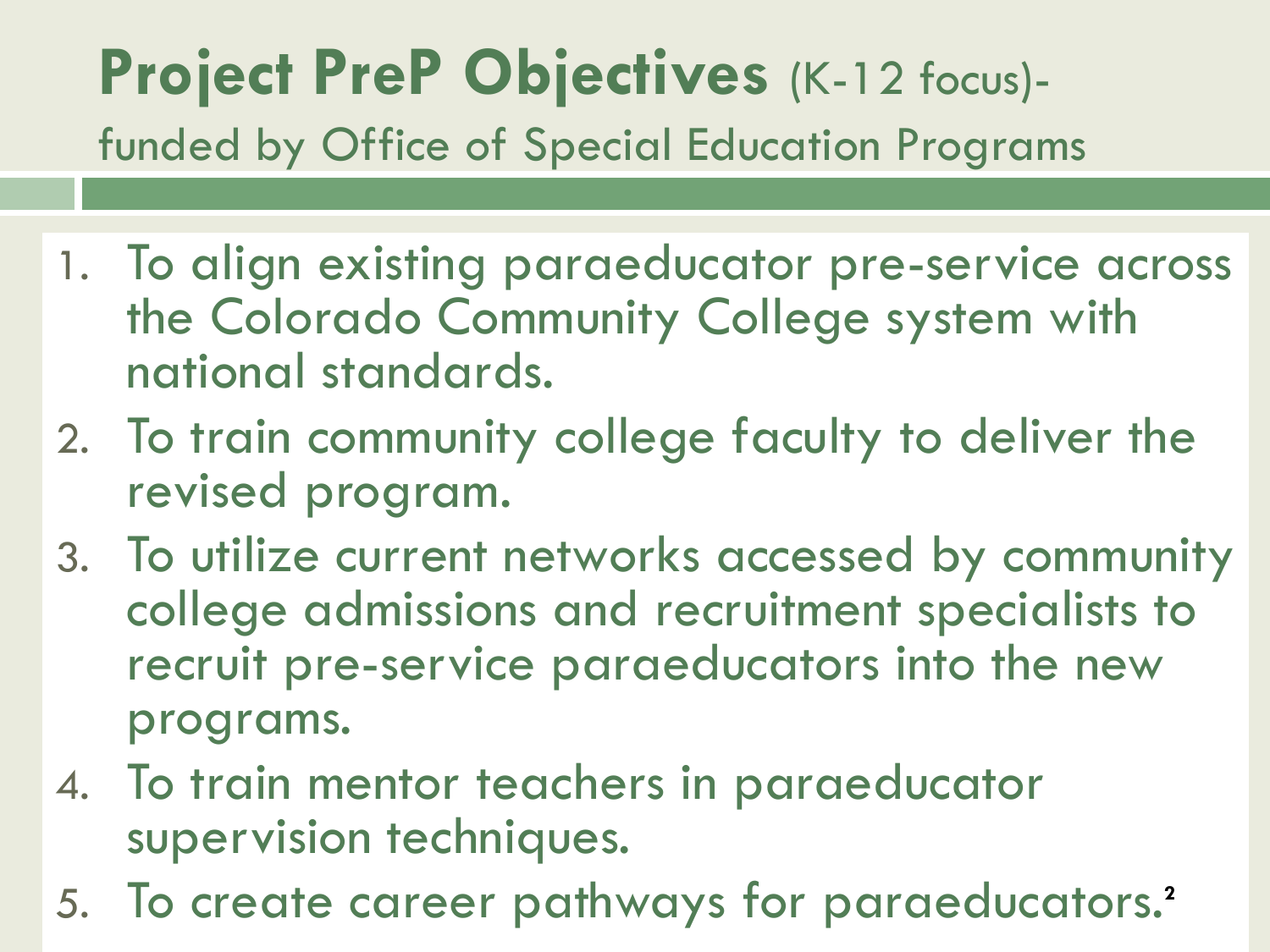# Project PreP Objectives (K-12 focus)- funded by Office of Special Education Programs

1. To align existing paraeducator pre-service across the Colorado Community College system with national standards.
2. To train community college faculty to deliver the revised program.
3. To utilize current networks accessed by community college admissions and recruitment specialists to recruit pre-service paraeducators into the new programs.
4. To train mentor teachers in paraeducator supervision techniques.
5. To create career pathways for paraeducators.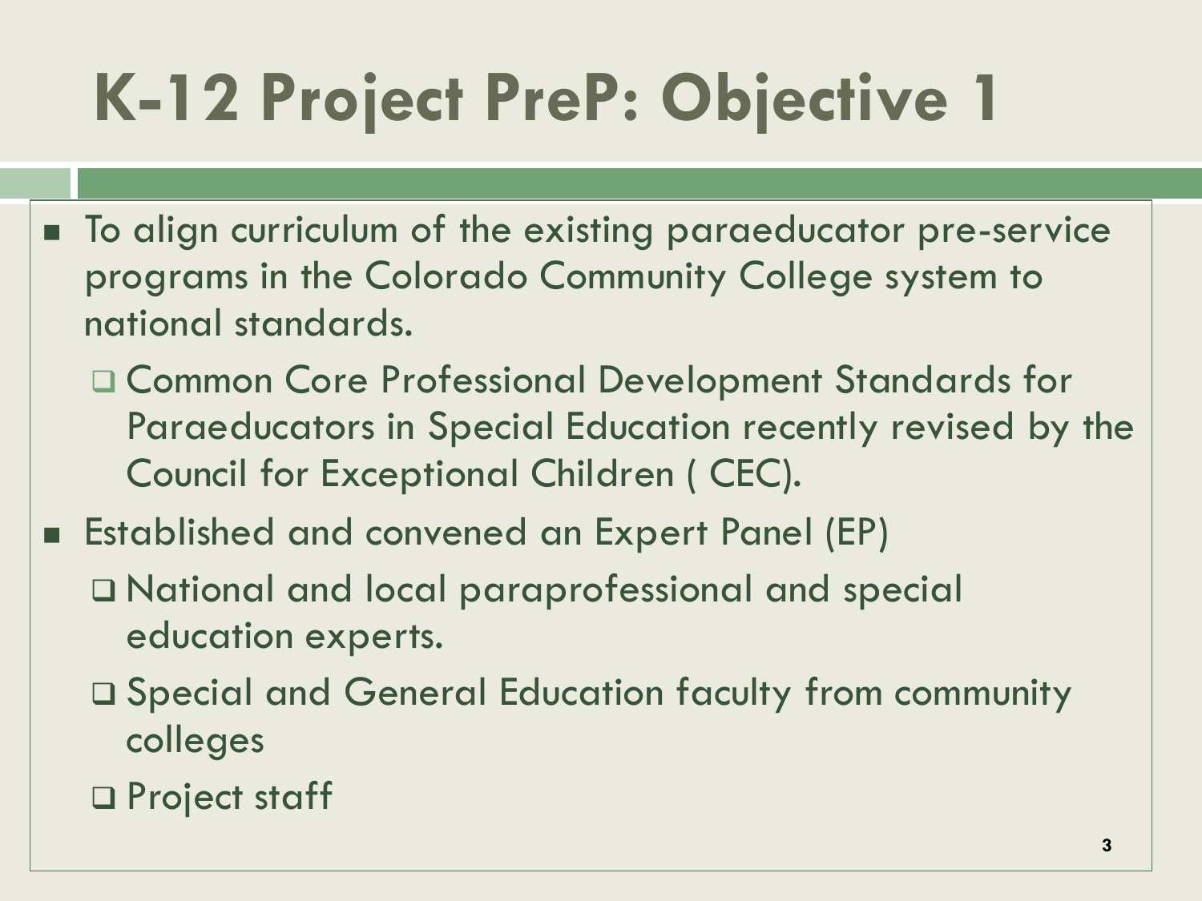# K-12 Project PreP: Objective 1

- To align curriculum of the existing paraeducator pre-service programs in the Colorado Community College system to national standards.
  - Common Core Professional Development Standards for Paraeducators in Special Education recently revised by the Council for Exceptional Children ( CEC).
- Established and convened an Expert Panel (EP)
  - National and local paraprofessional and special education experts.
  - Special and General Education faculty from community colleges
  - Project staff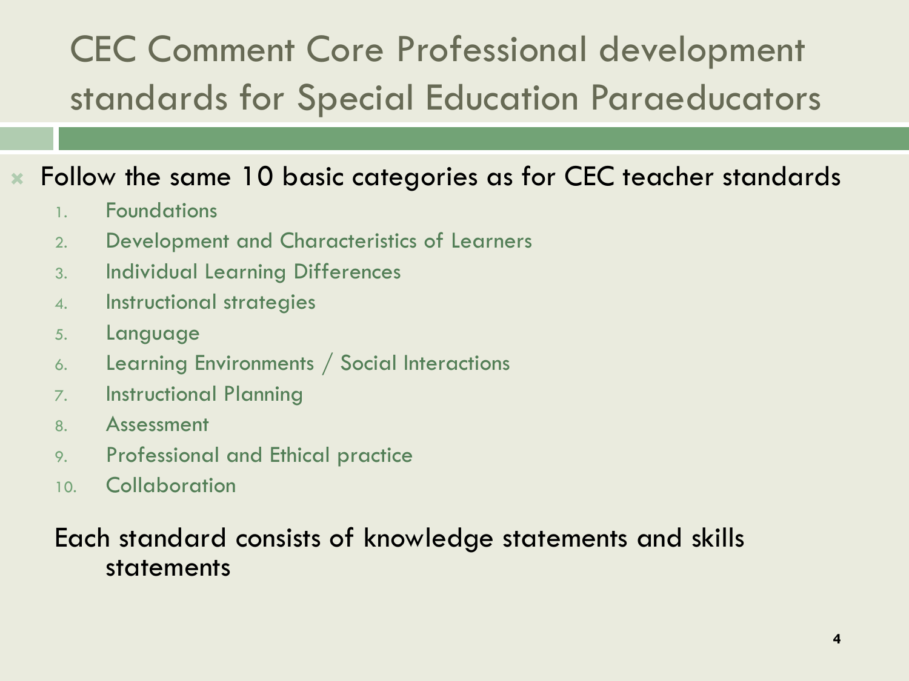# CEC Comment Core Professional development standards for Special Education Paraeducators

- Follow the same 10 basic categories as for CEC teacher standards
  1. Foundations
  2. Development and Characteristics of Learners
  3. Individual Learning Differences
  4. Instructional strategies
  5. Language
  6. Learning Environments / Social Interactions
  7. Instructional Planning
  8. Assessment
  9. Professional and Ethical practice
  10. Collaboration

  Each standard consists of knowledge statements and skills statements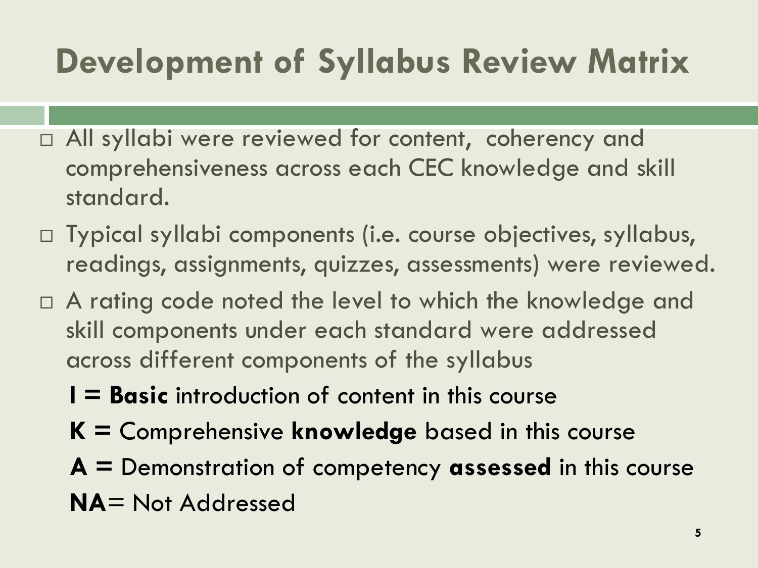# Development of Syllabus Review Matrix

- All syllabi were reviewed for content, coherency and comprehensiveness across each CEC knowledge and skill standard.
- Typical syllabi components (i.e. course objectives, syllabus, readings, assignments, quizzes, assessments) were reviewed.
- A rating code noted the level to which the knowledge and skill components under each standard were addressed across different components of the syllabus

  **I = Basic** introduction of content in this course

  **K =** Comprehensive **knowledge** based in this course

  **A =** Demonstration of competency **assessed** in this course

  **NA**= Not Addressed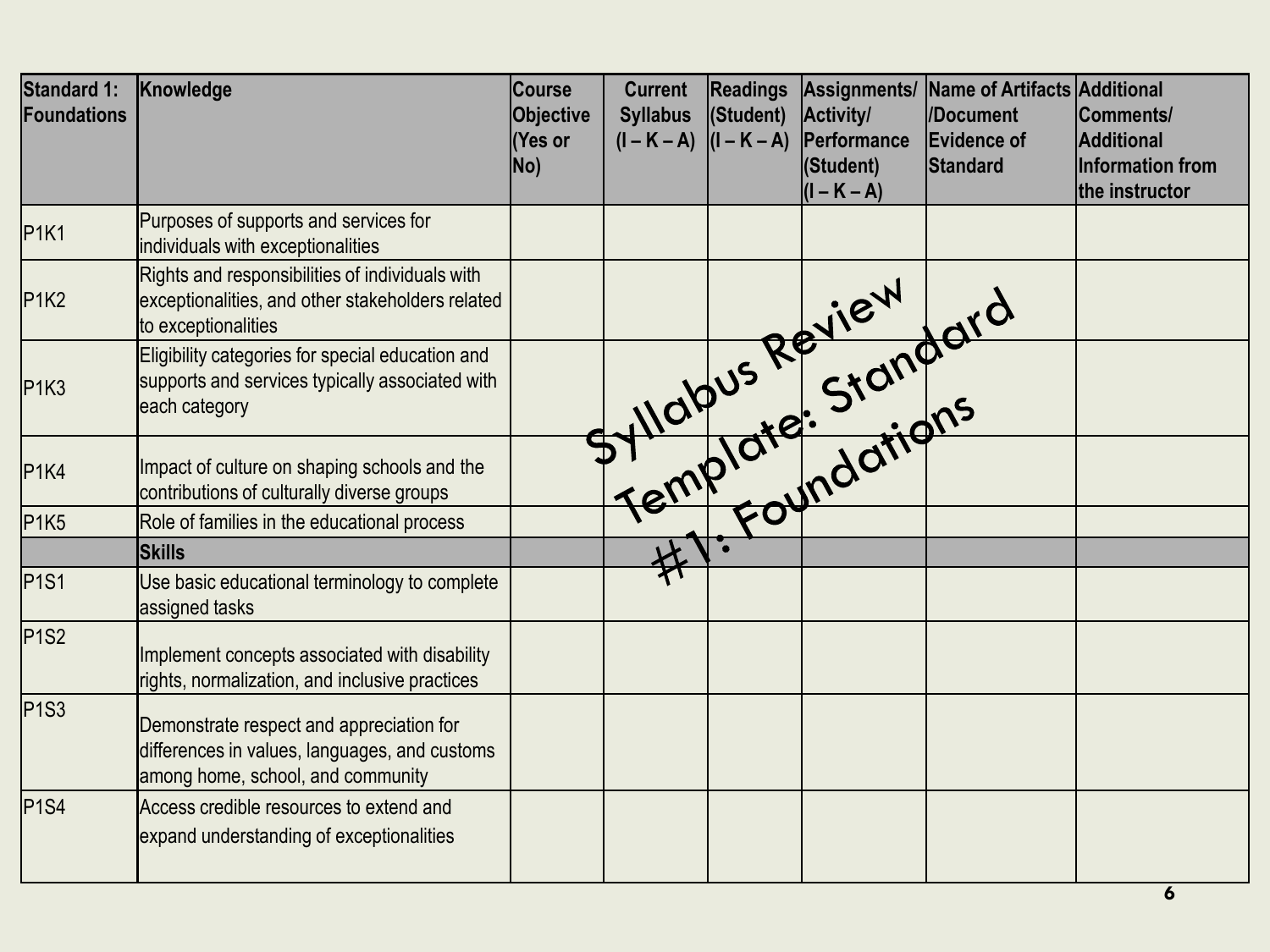Syllabus Review Template: Standard #1: Foundations

| Standard 1: Foundations | Knowledge | Course Objective (Yes or No) | Current Syllabus (I – K – A) | Readings (Student) (I – K – A) | Assignments/ Activity/ Performance (Student) (I – K – A) | Name of Artifacts /Document Evidence of Standard | Additional Comments/ Additional Information from the instructor |
|---|---|---|---|---|---|---|---|
| P1K1 | Purposes of supports and services for individuals with exceptionalities | | | | | | |
| P1K2 | Rights and responsibilities of individuals with exceptionalities, and other stakeholders related to exceptionalities | | | | | | |
| P1K3 | Eligibility categories for special education and supports and services typically associated with each category | | | | | | |
| P1K4 | Impact of culture on shaping schools and the contributions of culturally diverse groups | | | | | | |
| P1K5 | Role of families in the educational process | | | | | | |
| | **Skills** | | | | | | |
| P1S1 | Use basic educational terminology to complete assigned tasks | | | | | | |
| P1S2 | Implement concepts associated with disability rights, normalization, and inclusive practices | | | | | | |
| P1S3 | Demonstrate respect and appreciation for differences in values, languages, and customs among home, school, and community | | | | | | |
| P1S4 | Access credible resources to extend and expand understanding of exceptionalities | | | | | | |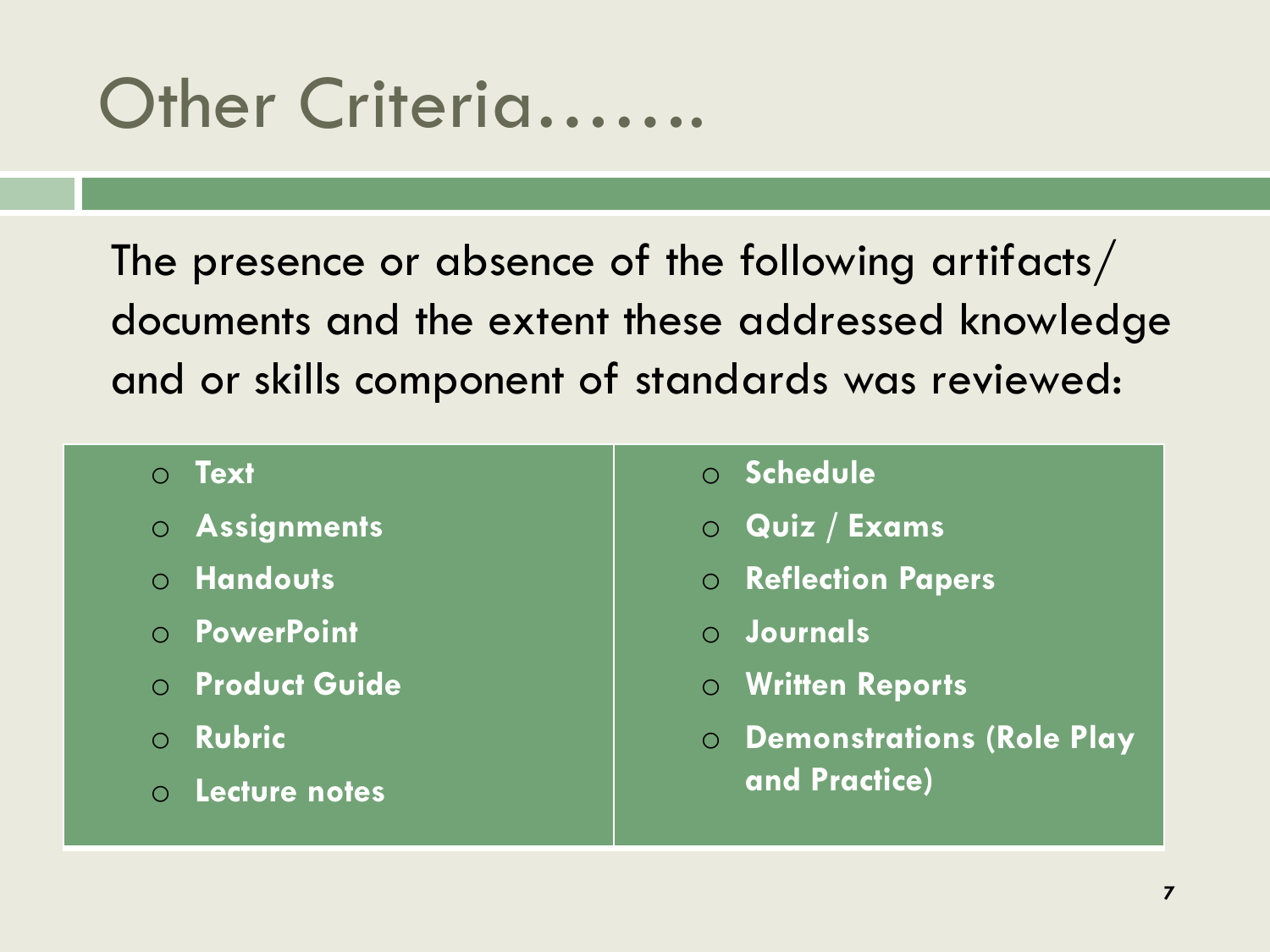# Other Criteria…….

The presence or absence of the following artifacts/ documents and the extent these addressed knowledge and or skills component of standards was reviewed:

- **Text**
- **Assignments**
- **Handouts**
- **PowerPoint**
- **Product Guide**
- **Rubric**
- **Lecture notes**
- **Schedule**
- **Quiz / Exams**
- **Reflection Papers**
- **Journals**
- **Written Reports**
- **Demonstrations (Role Play and Practice)**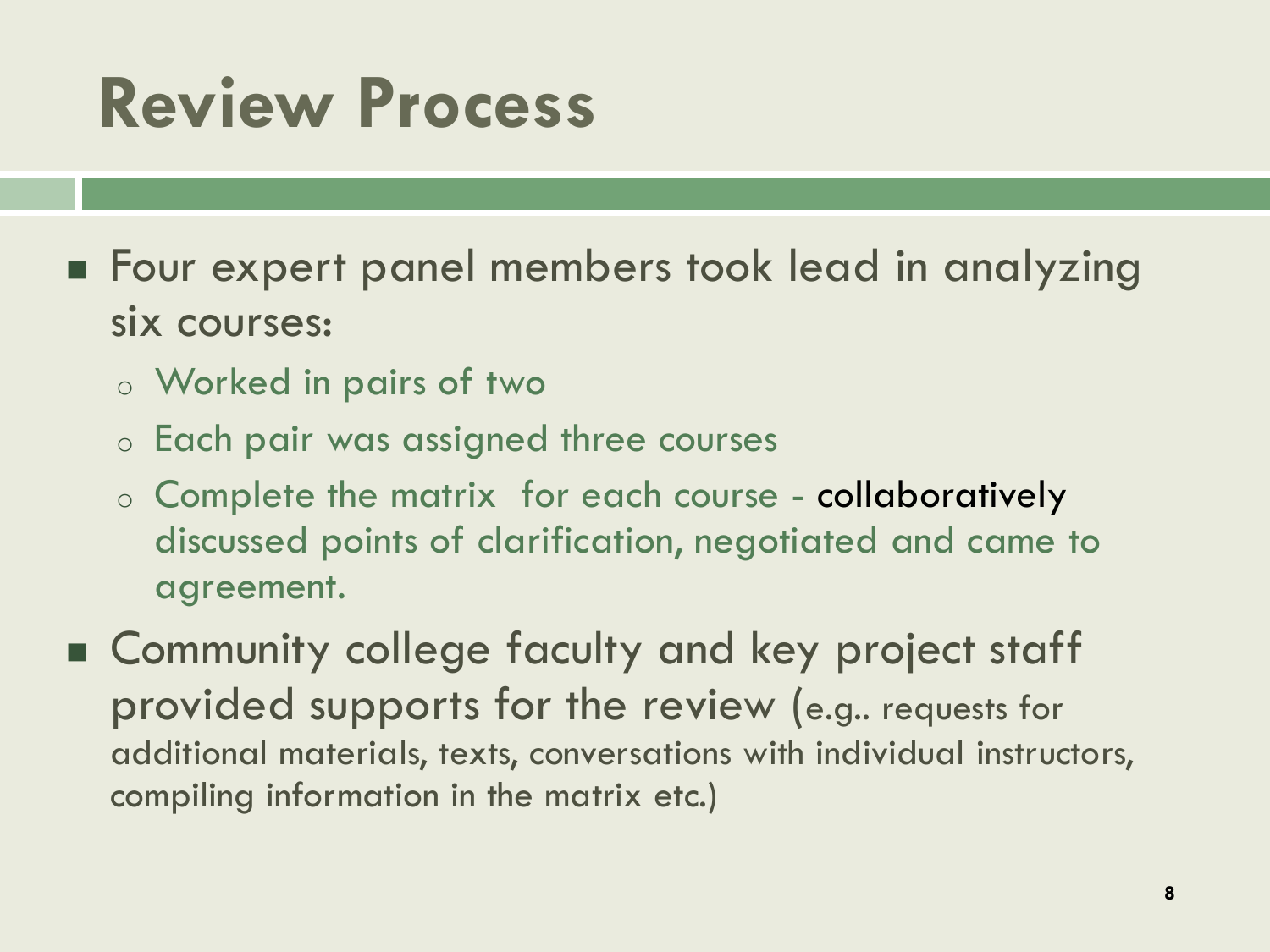# Review Process

- Four expert panel members took lead in analyzing six courses:
  - Worked in pairs of two
  - Each pair was assigned three courses
  - Complete the matrix for each course - collaboratively discussed points of clarification, negotiated and came to agreement.
- Community college faculty and key project staff provided supports for the review (e.g.. requests for additional materials, texts, conversations with individual instructors, compiling information in the matrix etc.)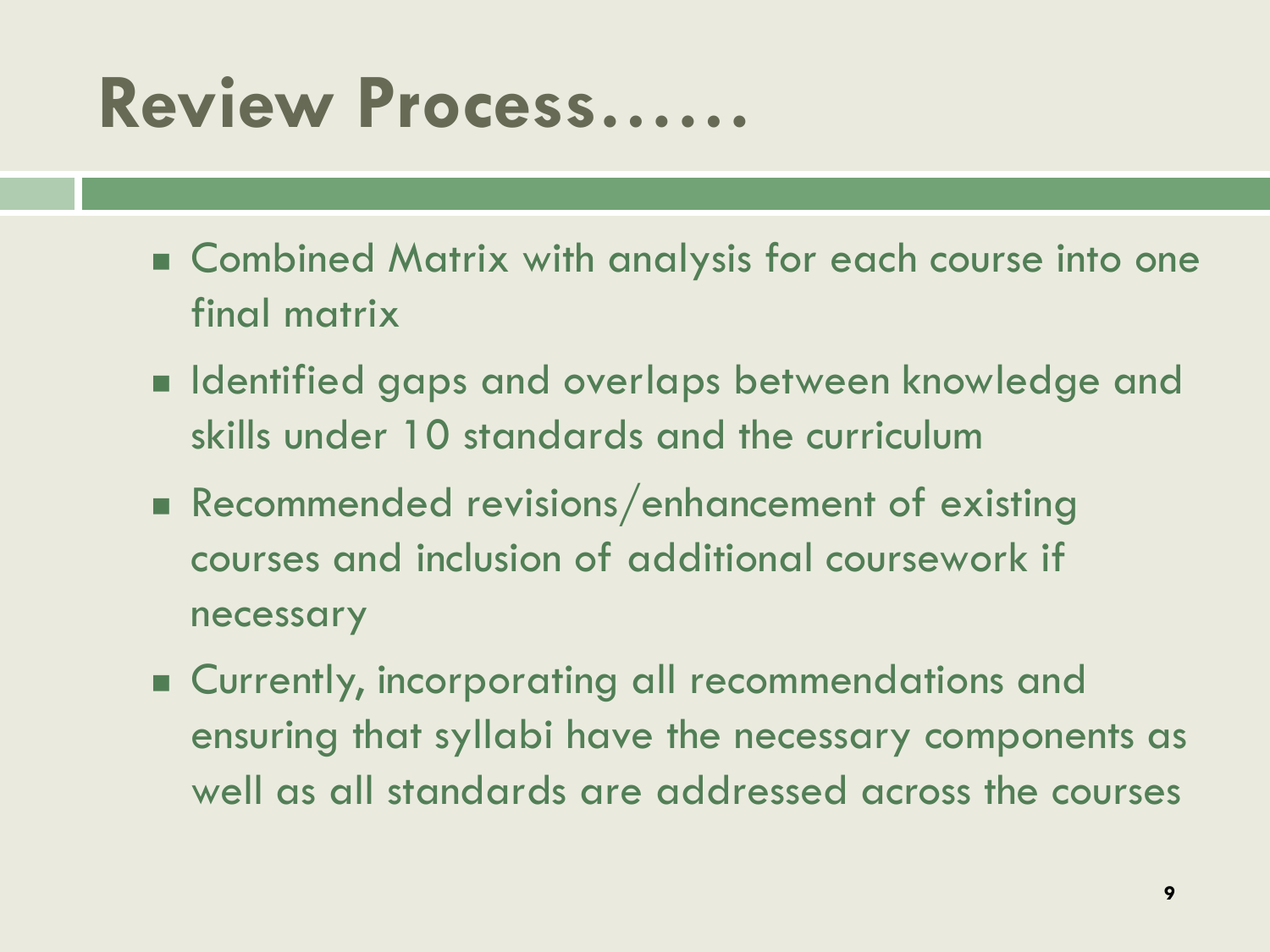# Review Process……

- Combined Matrix with analysis for each course into one final matrix
- Identified gaps and overlaps between knowledge and skills under 10 standards and the curriculum
- Recommended revisions/enhancement of existing courses and inclusion of additional coursework if necessary
- Currently, incorporating all recommendations and ensuring that syllabi have the necessary components as well as all standards are addressed across the courses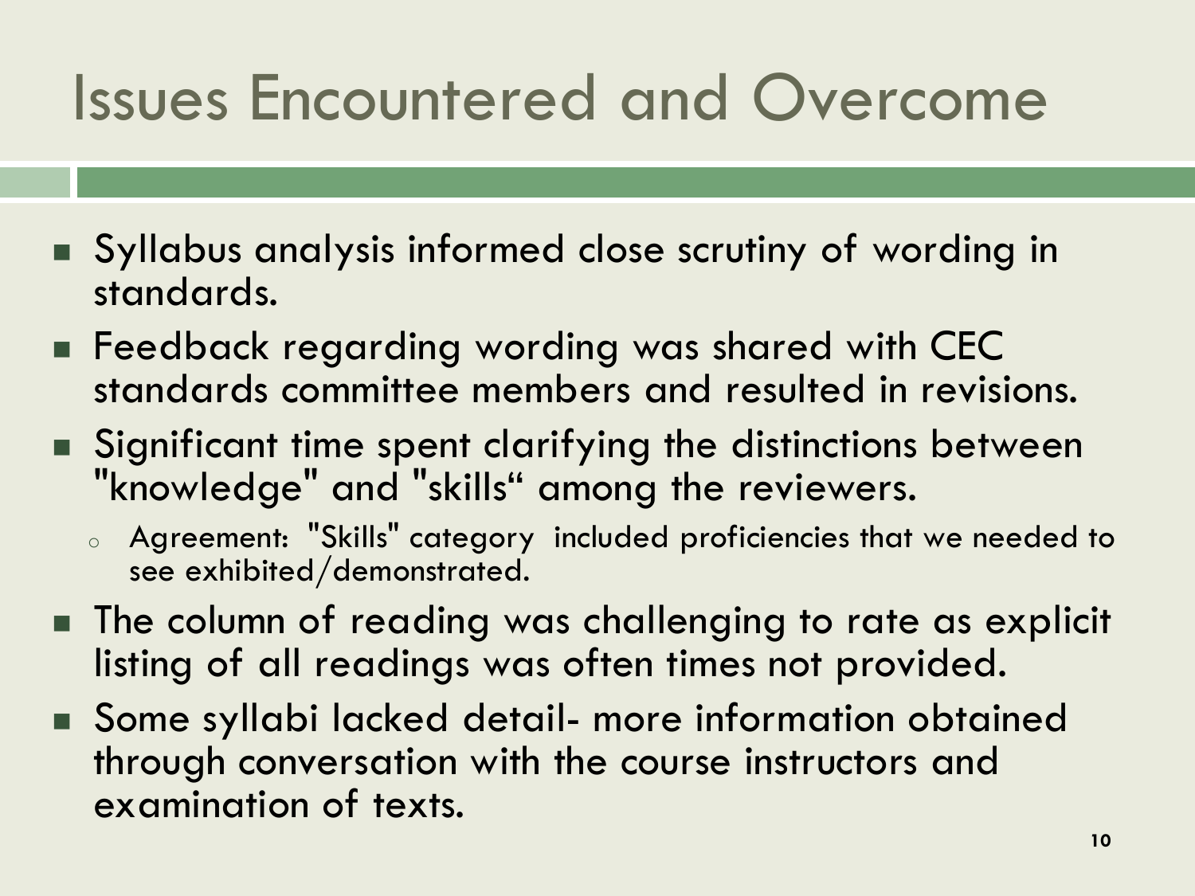# Issues Encountered and Overcome

- Syllabus analysis informed close scrutiny of wording in standards.
- Feedback regarding wording was shared with CEC standards committee members and resulted in revisions.
- Significant time spent clarifying the distinctions between "knowledge" and "skills" among the reviewers.
  - Agreement: "Skills" category included proficiencies that we needed to see exhibited/demonstrated.
- The column of reading was challenging to rate as explicit listing of all readings was often times not provided.
- Some syllabi lacked detail- more information obtained through conversation with the course instructors and examination of texts.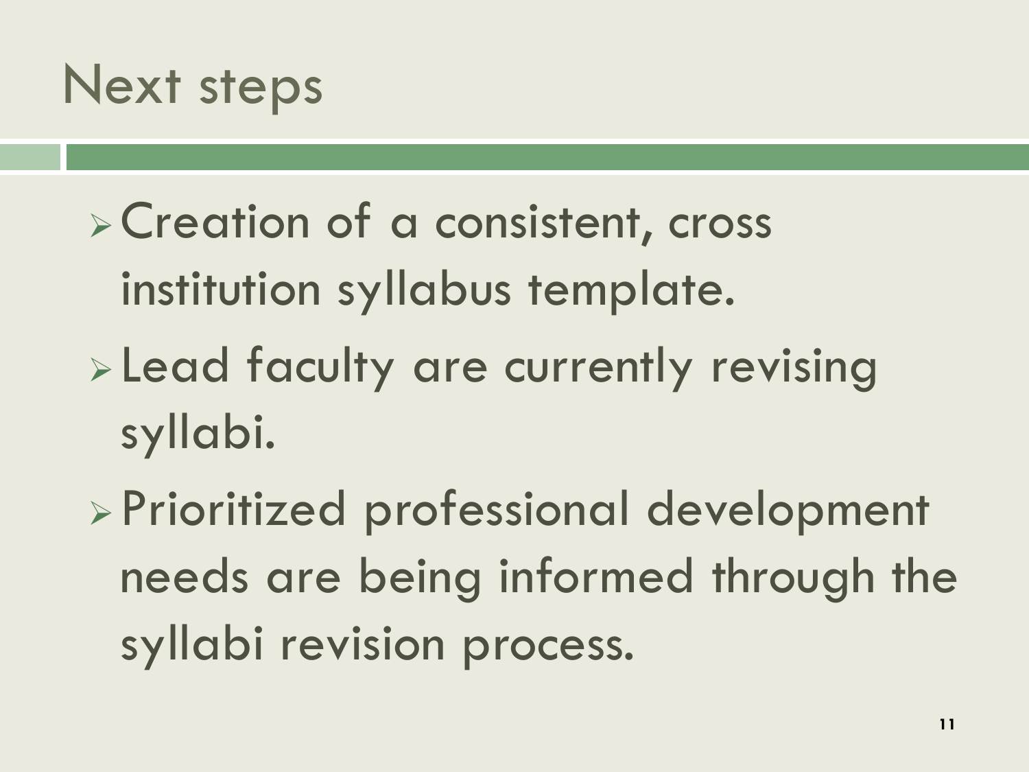# Next steps

- Creation of a consistent, cross institution syllabus template.
- Lead faculty are currently revising syllabi.
- Prioritized professional development needs are being informed through the syllabi revision process.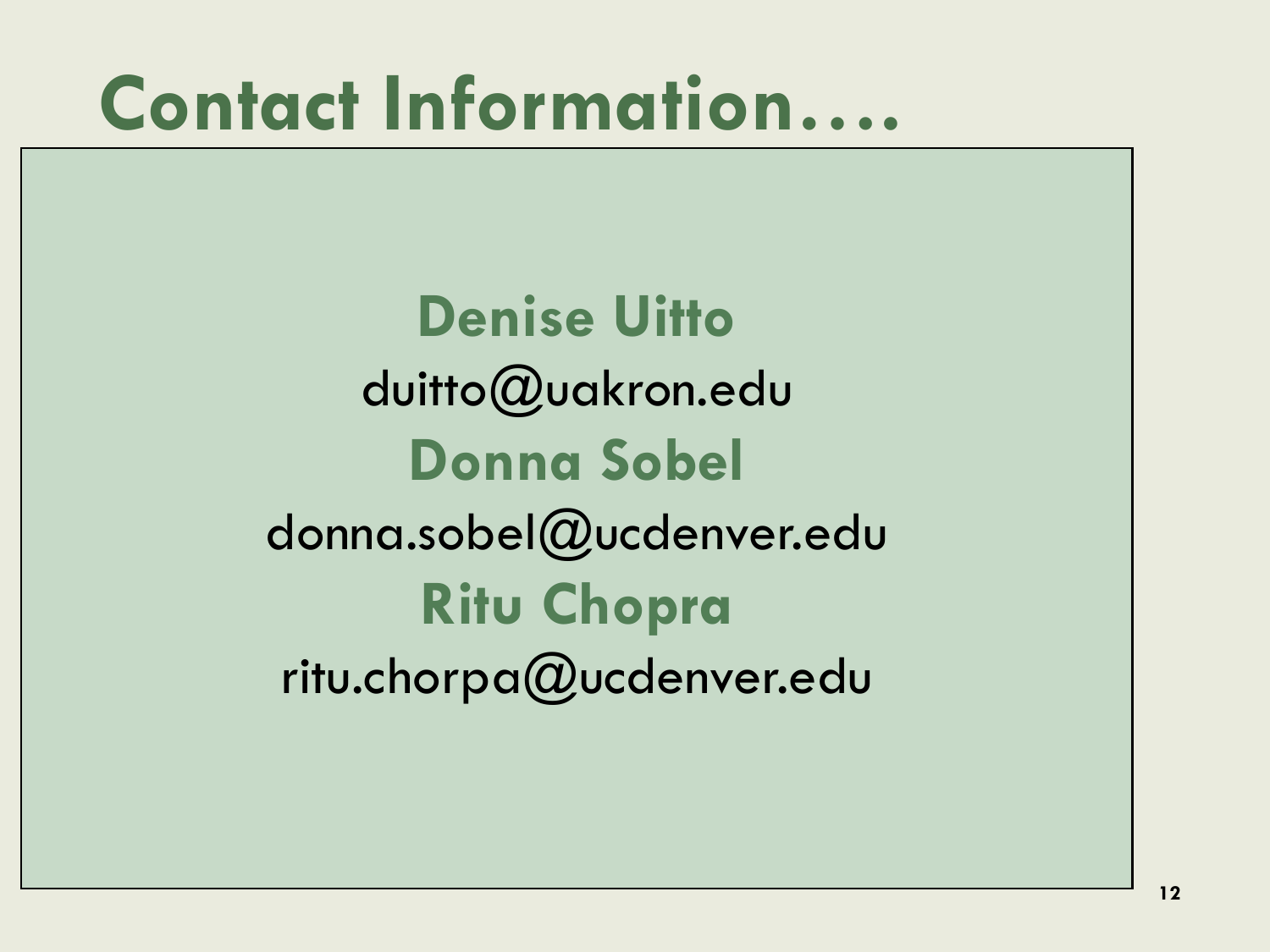# Contact Information….

**Denise Uitto**

duitto@uakron.edu

**Donna Sobel**

donna.sobel@ucdenver.edu

**Ritu Chopra**

ritu.chorpa@ucdenver.edu